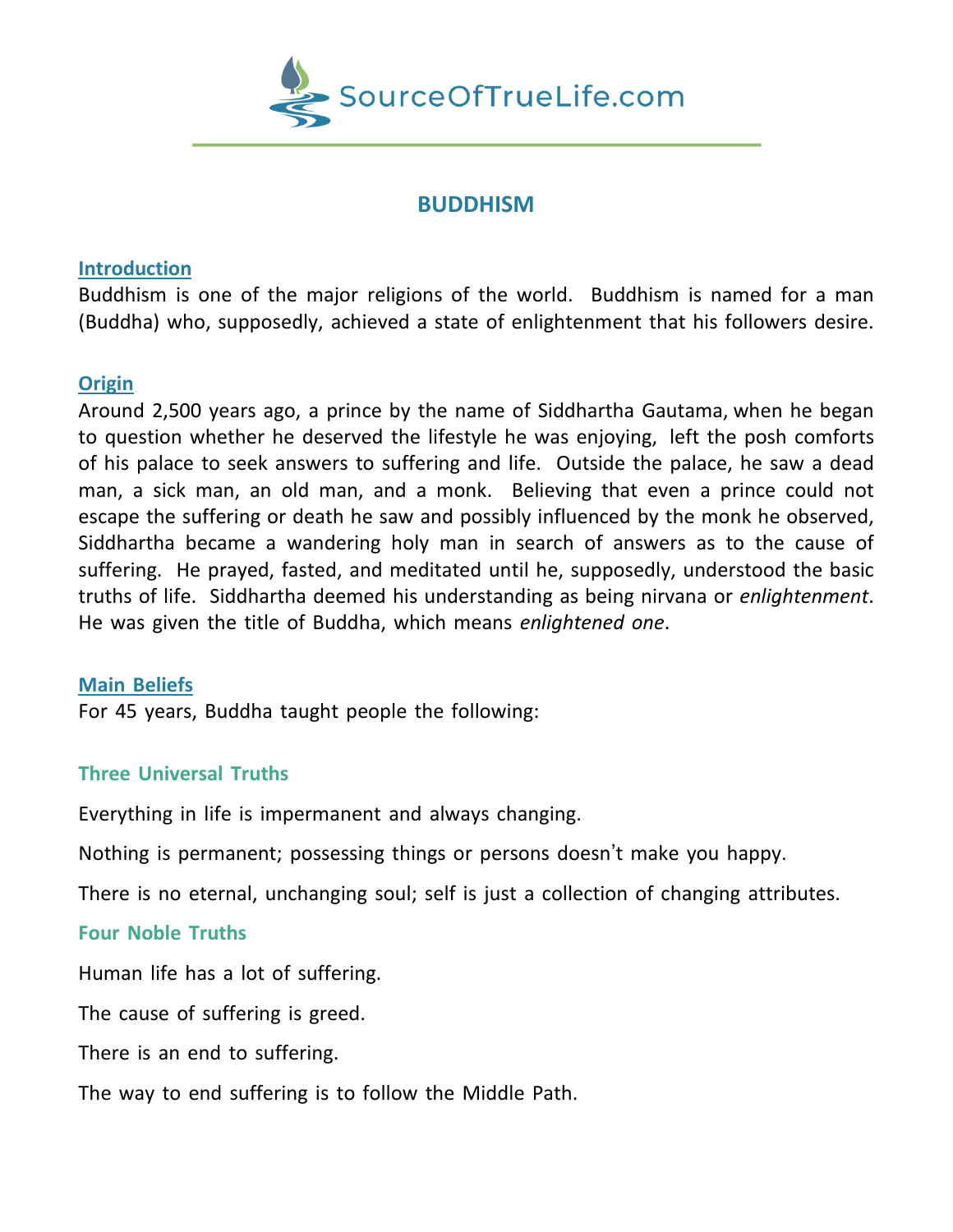SourceOfTrueLife.com

# BUDDHISM

## Introduction

Buddhism is one of the major religions of the world. Buddhism is named for a man (Buddha) who, supposedly, achieved a state of enlightenment that his followers desire.

## Origin

Around 2,500 years ago, a prince by the name of Siddhartha Gautama, when he began to question whether he deserved the lifestyle he was enjoying, left the posh comforts of his palace to seek answers to suffering and life. Outside the palace, he saw a dead man, a sick man, an old man, and a monk. Believing that even a prince could not escape the suffering or death he saw and possibly influenced by the monk he observed, Siddhartha became a wandering holy man in search of answers as to the cause of suffering. He prayed, fasted, and meditated until he, supposedly, understood the basic truths of life. Siddhartha deemed his understanding as being nirvana or *enlightenment*. He was given the title of Buddha, which means *enlightened one*.

## Main Beliefs

For 45 years, Buddha taught people the following:

### Three Universal Truths

Everything in life is impermanent and always changing.

Nothing is permanent; possessing things or persons doesn't make you happy.

There is no eternal, unchanging soul; self is just a collection of changing attributes.

### Four Noble Truths

Human life has a lot of suffering.

The cause of suffering is greed.

There is an end to suffering.

The way to end suffering is to follow the Middle Path.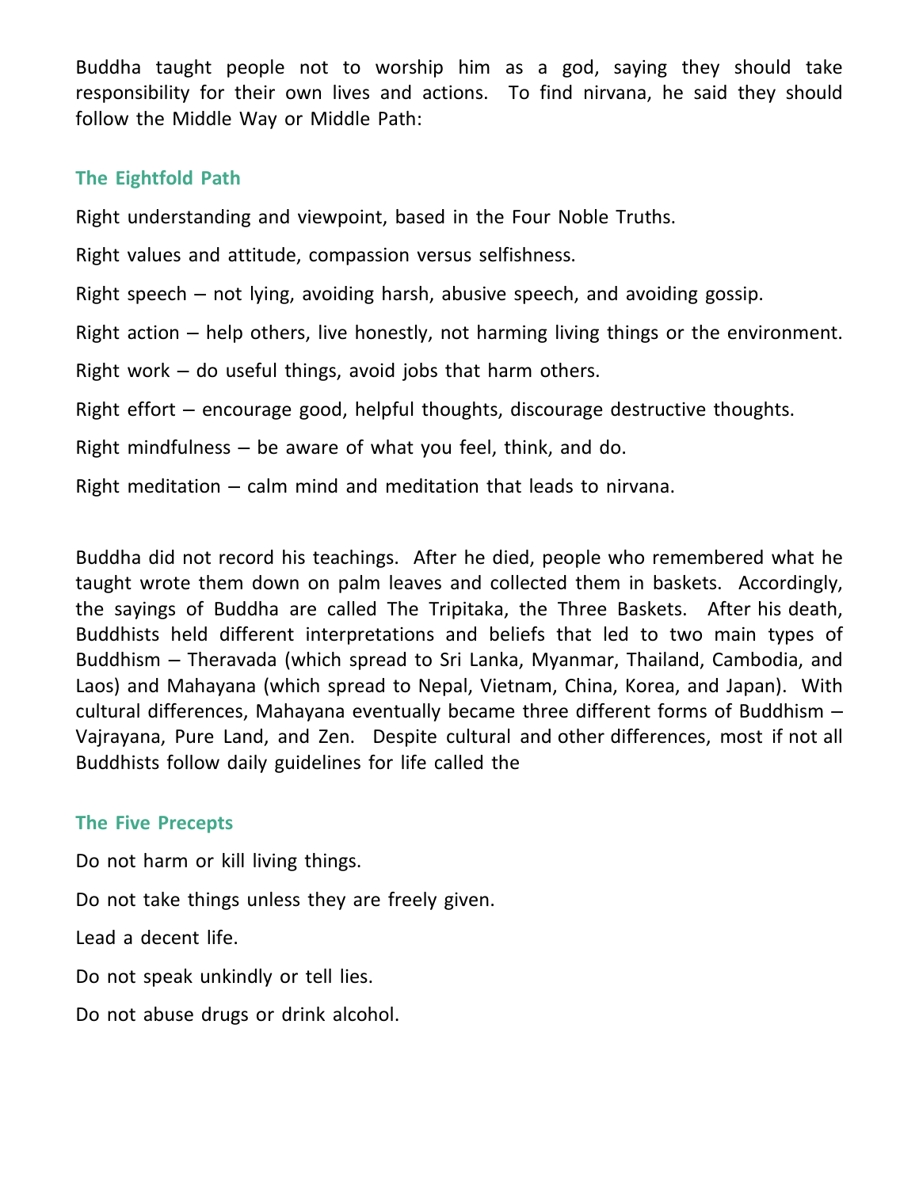Buddha taught people not to worship him as a god, saying they should take responsibility for their own lives and actions. To find nirvana, he said they should follow the Middle Way or Middle Path:

### The Eightfold Path

Right understanding and viewpoint, based in the Four Noble Truths.

Right values and attitude, compassion versus selfishness.

Right speech – not lying, avoiding harsh, abusive speech, and avoiding gossip.

Right action – help others, live honestly, not harming living things or the environment.

Right work – do useful things, avoid jobs that harm others.

Right effort – encourage good, helpful thoughts, discourage destructive thoughts.

Right mindfulness – be aware of what you feel, think, and do.

Right meditation – calm mind and meditation that leads to nirvana.

Buddha did not record his teachings. After he died, people who remembered what he taught wrote them down on palm leaves and collected them in baskets. Accordingly, the sayings of Buddha are called The Tripitaka, the Three Baskets. After his death, Buddhists held different interpretations and beliefs that led to two main types of Buddhism – Theravada (which spread to Sri Lanka, Myanmar, Thailand, Cambodia, and Laos) and Mahayana (which spread to Nepal, Vietnam, China, Korea, and Japan). With cultural differences, Mahayana eventually became three different forms of Buddhism – Vajrayana, Pure Land, and Zen. Despite cultural and other differences, most if not all Buddhists follow daily guidelines for life called the

### The Five Precepts

Do not harm or kill living things.

Do not take things unless they are freely given.

Lead a decent life.

Do not speak unkindly or tell lies.

Do not abuse drugs or drink alcohol.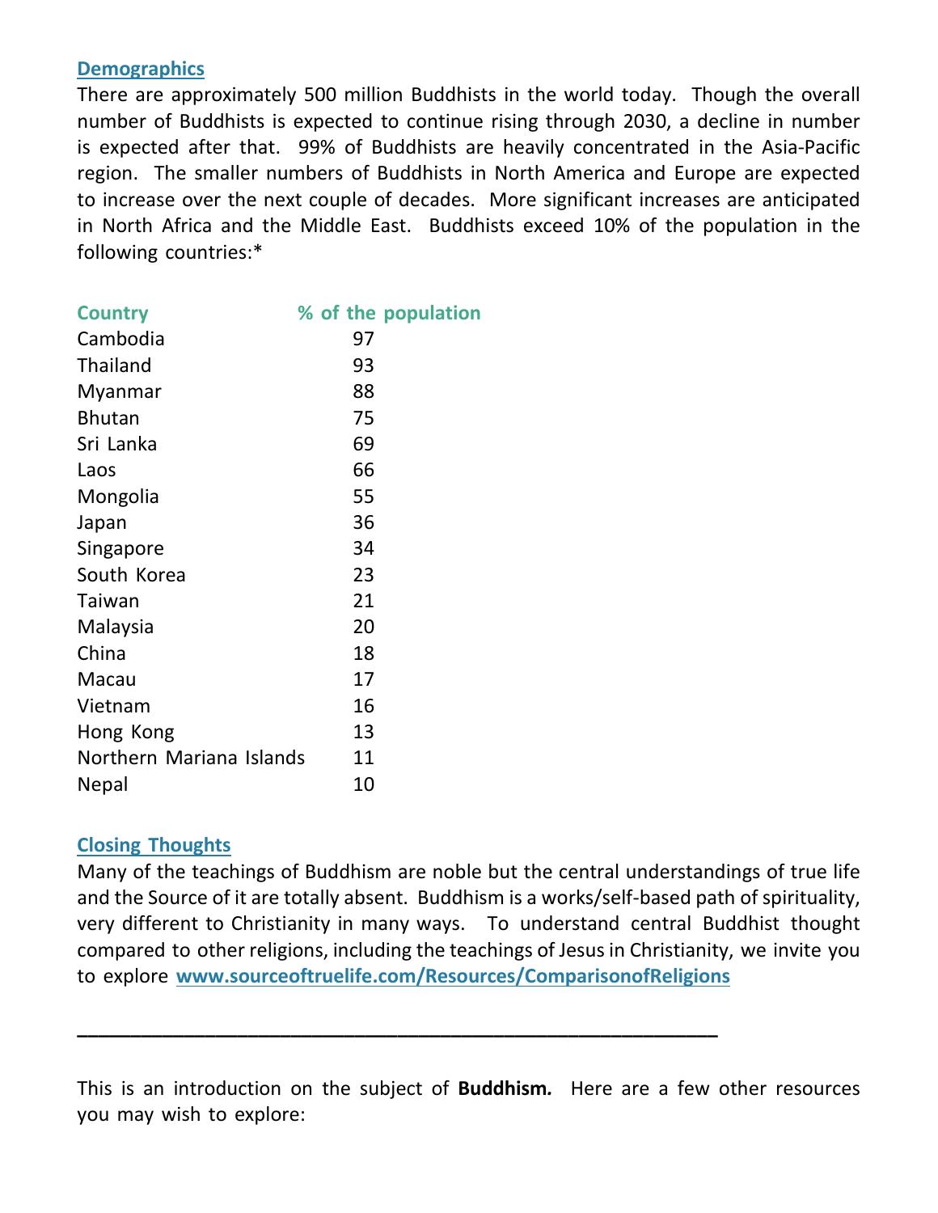## Demographics

There are approximately 500 million Buddhists in the world today. Though the overall number of Buddhists is expected to continue rising through 2030, a decline in number is expected after that. 99% of Buddhists are heavily concentrated in the Asia-Pacific region. The smaller numbers of Buddhists in North America and Europe are expected to increase over the next couple of decades. More significant increases are anticipated in North Africa and the Middle East. Buddhists exceed 10% of the population in the following countries:*

| Country | % of the population |
|---|---|
| Cambodia | 97 |
| Thailand | 93 |
| Myanmar | 88 |
| Bhutan | 75 |
| Sri Lanka | 69 |
| Laos | 66 |
| Mongolia | 55 |
| Japan | 36 |
| Singapore | 34 |
| South Korea | 23 |
| Taiwan | 21 |
| Malaysia | 20 |
| China | 18 |
| Macau | 17 |
| Vietnam | 16 |
| Hong Kong | 13 |
| Northern Mariana Islands | 11 |
| Nepal | 10 |

## Closing Thoughts

Many of the teachings of Buddhism are noble but the central understandings of true life and the Source of it are totally absent. Buddhism is a works/self-based path of spirituality, very different to Christianity in many ways. To understand central Buddhist thought compared to other religions, including the teachings of Jesus in Christianity, we invite you to explore www.sourceoftruelife.com/Resources/ComparisonofReligions

---

This is an introduction on the subject of **Buddhism.** Here are a few other resources you may wish to explore: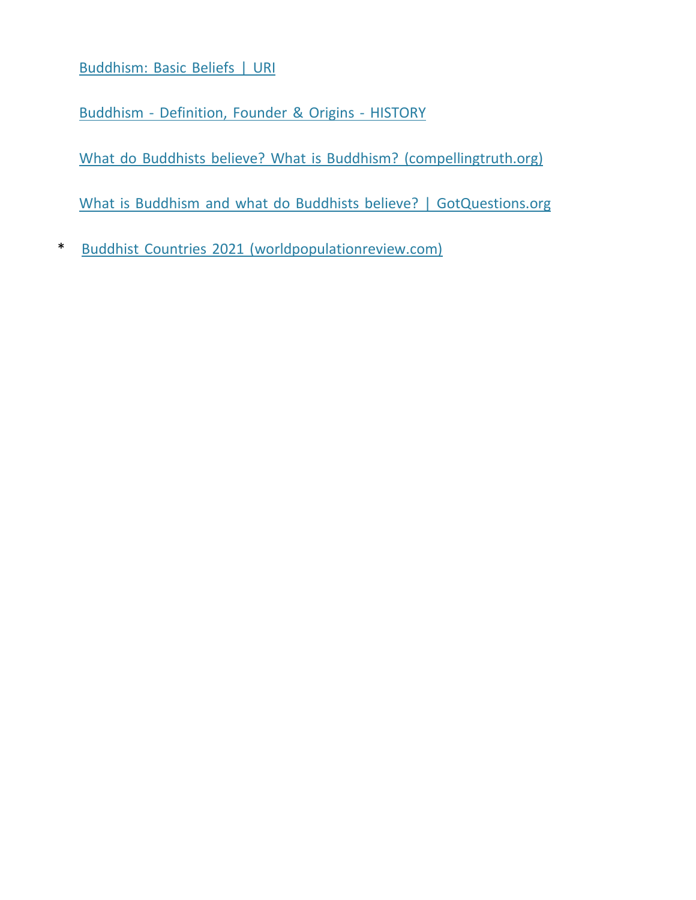Buddhism: Basic Beliefs | URI

Buddhism - Definition, Founder & Origins - HISTORY

What do Buddhists believe? What is Buddhism? (compellingtruth.org)

What is Buddhism and what do Buddhists believe? | GotQuestions.org

* Buddhist Countries 2021 (worldpopulationreview.com)